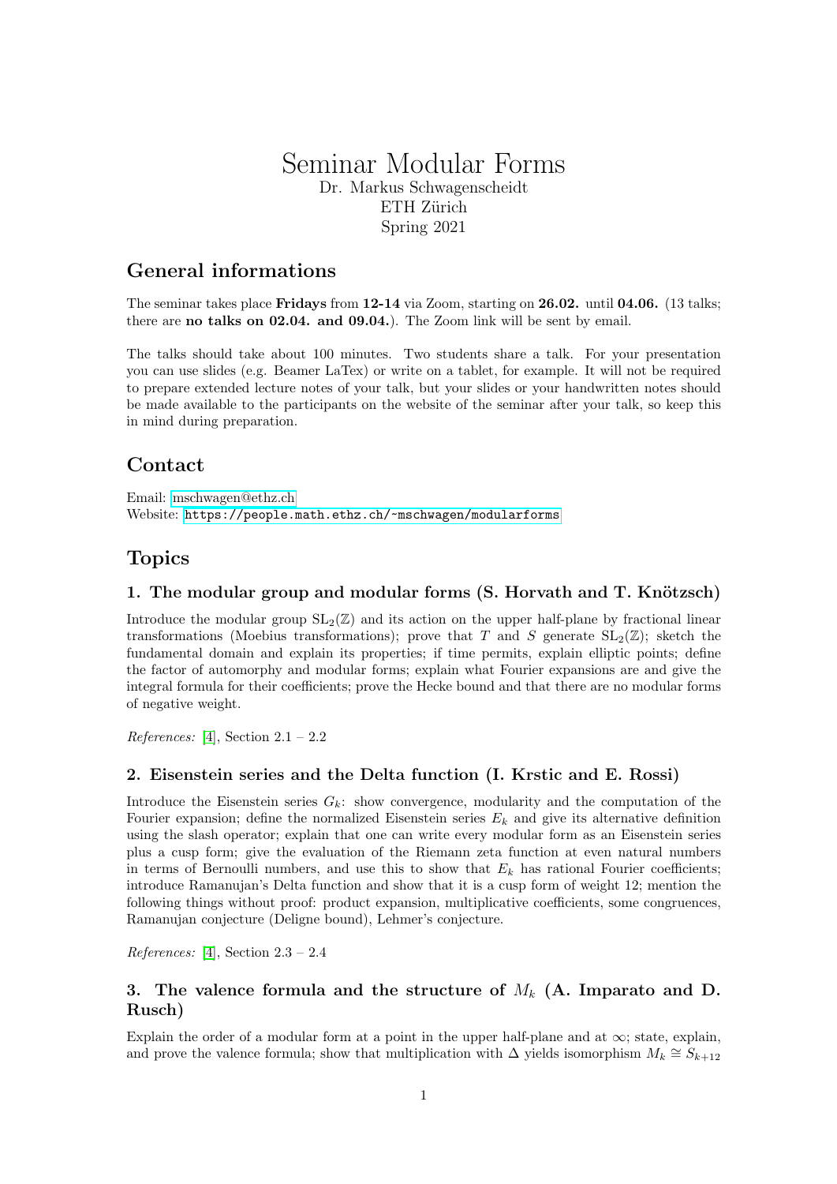# Seminar Modular Forms

Dr. Markus Schwagenscheidt
ETH Zürich
Spring 2021

## General informations

The seminar takes place **Fridays** from **12-14** via Zoom, starting on **26.02.** until **04.06.** (13 talks; there are **no talks on 02.04. and 09.04.**). The Zoom link will be sent by email.

The talks should take about 100 minutes. Two students share a talk. For your presentation you can use slides (e.g. Beamer LaTex) or write on a tablet, for example. It will not be required to prepare extended lecture notes of your talk, but your slides or your handwritten notes should be made available to the participants on the website of the seminar after your talk, so keep this in mind during preparation.

## Contact

Email: mschwagen@ethz.ch
Website: `https://people.math.ethz.ch/~mschwagen/modularforms`

## Topics

### 1. The modular group and modular forms (S. Horvath and T. Knötzsch)

Introduce the modular group $\mathrm{SL}_2(\mathbb{Z})$ and its action on the upper half-plane by fractional linear transformations (Moebius transformations); prove that $T$ and $S$ generate $\mathrm{SL}_2(\mathbb{Z})$; sketch the fundamental domain and explain its properties; if time permits, explain elliptic points; define the factor of automorphy and modular forms; explain what Fourier expansions are and give the integral formula for their coefficients; prove the Hecke bound and that there are no modular forms of negative weight.

*References:* [4], Section 2.1 – 2.2

### 2. Eisenstein series and the Delta function (I. Krstic and E. Rossi)

Introduce the Eisenstein series $G_k$: show convergence, modularity and the computation of the Fourier expansion; define the normalized Eisenstein series $E_k$ and give its alternative definition using the slash operator; explain that one can write every modular form as an Eisenstein series plus a cusp form; give the evaluation of the Riemann zeta function at even natural numbers in terms of Bernoulli numbers, and use this to show that $E_k$ has rational Fourier coefficients; introduce Ramanujan's Delta function and show that it is a cusp form of weight 12; mention the following things without proof: product expansion, multiplicative coefficients, some congruences, Ramanujan conjecture (Deligne bound), Lehmer's conjecture.

*References:* [4], Section 2.3 – 2.4

### 3. The valence formula and the structure of $M_k$ (A. Imparato and D. Rusch)

Explain the order of a modular form at a point in the upper half-plane and at $\infty$; state, explain, and prove the valence formula; show that multiplication with $\Delta$ yields isomorphism $M_k \cong S_{k+12}$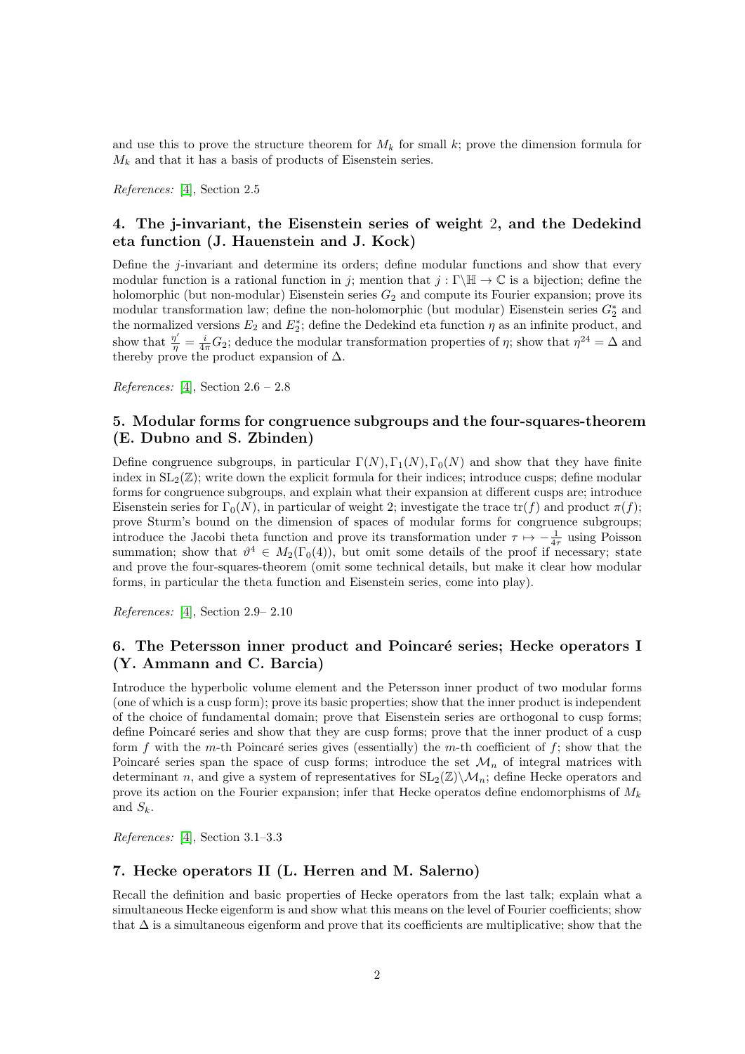and use this to prove the structure theorem for $M_k$ for small $k$; prove the dimension formula for $M_k$ and that it has a basis of products of Eisenstein series.

*References:* [4], Section 2.5

### 4. The j-invariant, the Eisenstein series of weight 2, and the Dedekind eta function (J. Hauenstein and J. Kock)

Define the $j$-invariant and determine its orders; define modular functions and show that every modular function is a rational function in $j$; mention that $j : \Gamma\backslash\mathbb{H} \to \mathbb{C}$ is a bijection; define the holomorphic (but non-modular) Eisenstein series $G_2$ and compute its Fourier expansion; prove its modular transformation law; define the non-holomorphic (but modular) Eisenstein series $G_2^*$ and the normalized versions $E_2$ and $E_2^*$; define the Dedekind eta function $\eta$ as an infinite product, and show that $\frac{\eta'}{\eta} = \frac{i}{4\pi} G_2$; deduce the modular transformation properties of $\eta$; show that $\eta^{24} = \Delta$ and thereby prove the product expansion of $\Delta$.

*References:* [4], Section 2.6 – 2.8

### 5. Modular forms for congruence subgroups and the four-squares-theorem (E. Dubno and S. Zbinden)

Define congruence subgroups, in particular $\Gamma(N), \Gamma_1(N), \Gamma_0(N)$ and show that they have finite index in $\mathrm{SL}_2(\mathbb{Z})$; write down the explicit formula for their indices; introduce cusps; define modular forms for congruence subgroups, and explain what their expansion at different cusps are; introduce Eisenstein series for $\Gamma_0(N)$, in particular of weight 2; investigate the trace $\mathrm{tr}(f)$ and product $\pi(f)$; prove Sturm's bound on the dimension of spaces of modular forms for congruence subgroups; introduce the Jacobi theta function and prove its transformation under $\tau \mapsto -\frac{1}{4\tau}$ using Poisson summation; show that $\vartheta^4 \in M_2(\Gamma_0(4))$, but omit some details of the proof if necessary; state and prove the four-squares-theorem (omit some technical details, but make it clear how modular forms, in particular the theta function and Eisenstein series, come into play).

*References:* [4], Section 2.9– 2.10

### 6. The Petersson inner product and Poincaré series; Hecke operators I (Y. Ammann and C. Barcia)

Introduce the hyperbolic volume element and the Petersson inner product of two modular forms (one of which is a cusp form); prove its basic properties; show that the inner product is independent of the choice of fundamental domain; prove that Eisenstein series are orthogonal to cusp forms; define Poincaré series and show that they are cusp forms; prove that the inner product of a cusp form $f$ with the $m$-th Poincaré series gives (essentially) the $m$-th coefficient of $f$; show that the Poincaré series span the space of cusp forms; introduce the set $\mathcal{M}_n$ of integral matrices with determinant $n$, and give a system of representatives for $\mathrm{SL}_2(\mathbb{Z})\backslash\mathcal{M}_n$; define Hecke operators and prove its action on the Fourier expansion; infer that Hecke operatos define endomorphisms of $M_k$ and $S_k$.

*References:* [4], Section 3.1–3.3

### 7. Hecke operators II (L. Herren and M. Salerno)

Recall the definition and basic properties of Hecke operators from the last talk; explain what a simultaneous Hecke eigenform is and show what this means on the level of Fourier coefficients; show that $\Delta$ is a simultaneous eigenform and prove that its coefficients are multiplicative; show that the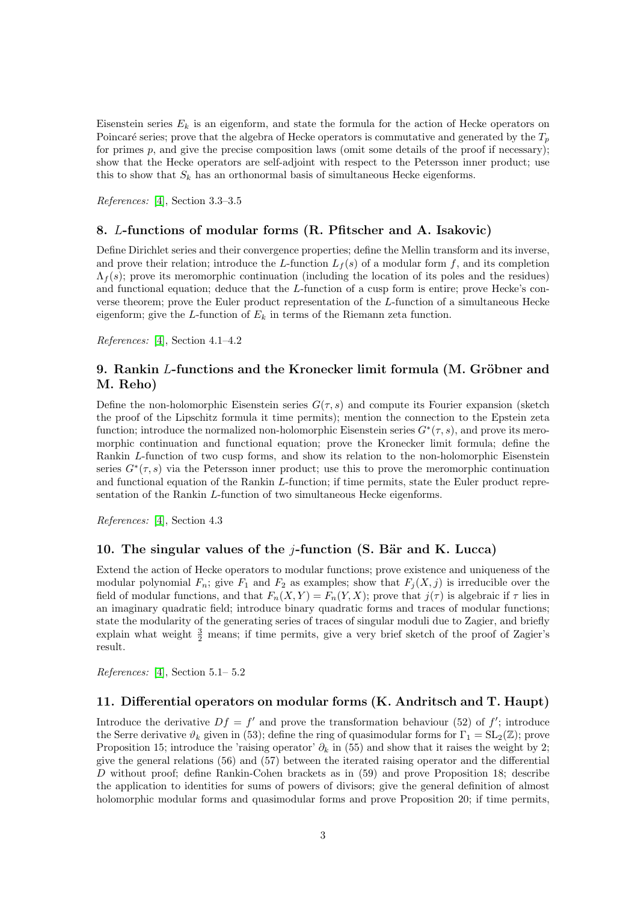Eisenstein series $E_k$ is an eigenform, and state the formula for the action of Hecke operators on Poincaré series; prove that the algebra of Hecke operators is commutative and generated by the $T_p$ for primes $p$, and give the precise composition laws (omit some details of the proof if necessary); show that the Hecke operators are self-adjoint with respect to the Petersson inner product; use this to show that $S_k$ has an orthonormal basis of simultaneous Hecke eigenforms.

*References:* [4], Section 3.3–3.5

## 8. $L$-functions of modular forms (R. Pfitscher and A. Isakovic)

Define Dirichlet series and their convergence properties; define the Mellin transform and its inverse, and prove their relation; introduce the $L$-function $L_f(s)$ of a modular form $f$, and its completion $\Lambda_f(s)$; prove its meromorphic continuation (including the location of its poles and the residues) and functional equation; deduce that the $L$-function of a cusp form is entire; prove Hecke's converse theorem; prove the Euler product representation of the $L$-function of a simultaneous Hecke eigenform; give the $L$-function of $E_k$ in terms of the Riemann zeta function.

*References:* [4], Section 4.1–4.2

## 9. Rankin $L$-functions and the Kronecker limit formula (M. Gröbner and M. Reho)

Define the non-holomorphic Eisenstein series $G(\tau, s)$ and compute its Fourier expansion (sketch the proof of the Lipschitz formula it time permits); mention the connection to the Epstein zeta function; introduce the normalized non-holomorphic Eisenstein series $G^*(\tau, s)$, and prove its meromorphic continuation and functional equation; prove the Kronecker limit formula; define the Rankin $L$-function of two cusp forms, and show its relation to the non-holomorphic Eisenstein series $G^*(\tau, s)$ via the Petersson inner product; use this to prove the meromorphic continuation and functional equation of the Rankin $L$-function; if time permits, state the Euler product representation of the Rankin $L$-function of two simultaneous Hecke eigenforms.

*References:* [4], Section 4.3

## 10. The singular values of the $j$-function (S. Bär and K. Lucca)

Extend the action of Hecke operators to modular functions; prove existence and uniqueness of the modular polynomial $F_n$; give $F_1$ and $F_2$ as examples; show that $F_j(X, j)$ is irreducible over the field of modular functions, and that $F_n(X, Y) = F_n(Y, X)$; prove that $j(\tau)$ is algebraic if $\tau$ lies in an imaginary quadratic field; introduce binary quadratic forms and traces of modular functions; state the modularity of the generating series of traces of singular moduli due to Zagier, and briefly explain what weight $\frac{3}{2}$ means; if time permits, give a very brief sketch of the proof of Zagier's result.

*References:* [4], Section 5.1– 5.2

## 11. Differential operators on modular forms (K. Andritsch and T. Haupt)

Introduce the derivative $Df = f'$ and prove the transformation behaviour (52) of $f'$; introduce the Serre derivative $\vartheta_k$ given in (53); define the ring of quasimodular forms for $\Gamma_1 = \mathrm{SL}_2(\mathbb{Z})$; prove Proposition 15; introduce the 'raising operator' $\partial_k$ in (55) and show that it raises the weight by 2; give the general relations (56) and (57) between the iterated raising operator and the differential $D$ without proof; define Rankin-Cohen brackets as in (59) and prove Proposition 18; describe the application to identities for sums of powers of divisors; give the general definition of almost holomorphic modular forms and quasimodular forms and prove Proposition 20; if time permits,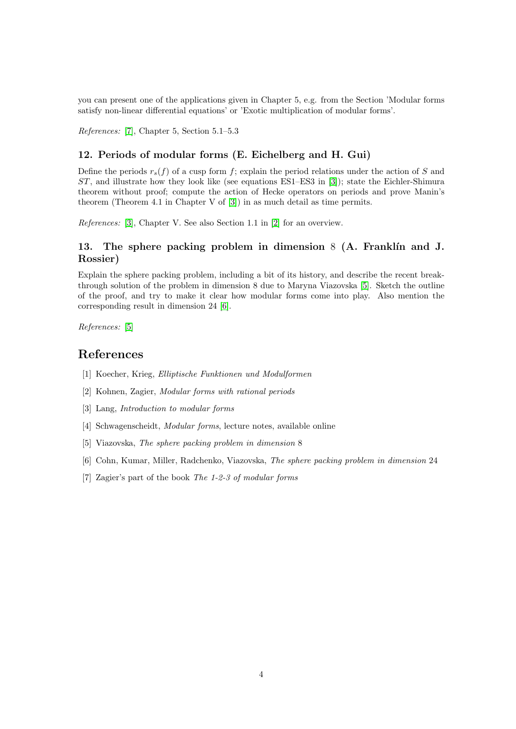you can present one of the applications given in Chapter 5, e.g. from the Section 'Modular forms satisfy non-linear differential equations' or 'Exotic multiplication of modular forms'.

*References:* [7], Chapter 5, Section 5.1–5.3

### 12. Periods of modular forms (E. Eichelberg and H. Gui)

Define the periods $r_s(f)$ of a cusp form $f$; explain the period relations under the action of $S$ and $ST$, and illustrate how they look like (see equations ES1–ES3 in [3]); state the Eichler-Shimura theorem without proof; compute the action of Hecke operators on periods and prove Manin's theorem (Theorem 4.1 in Chapter V of [3]) in as much detail as time permits.

*References:* [3], Chapter V. See also Section 1.1 in [2] for an overview.

### 13. The sphere packing problem in dimension 8 (A. Franklín and J. Rossier)

Explain the sphere packing problem, including a bit of its history, and describe the recent breakthrough solution of the problem in dimension 8 due to Maryna Viazovska [5]. Sketch the outline of the proof, and try to make it clear how modular forms come into play. Also mention the corresponding result in dimension 24 [6].

*References:* [5]

## References

[1] Koecher, Krieg, *Elliptische Funktionen und Modulformen*

[2] Kohnen, Zagier, *Modular forms with rational periods*

[3] Lang, *Introduction to modular forms*

[4] Schwagenscheidt, *Modular forms*, lecture notes, available online

[5] Viazovska, *The sphere packing problem in dimension* 8

[6] Cohn, Kumar, Miller, Radchenko, Viazovska, *The sphere packing problem in dimension* 24

[7] Zagier's part of the book *The 1-2-3 of modular forms*